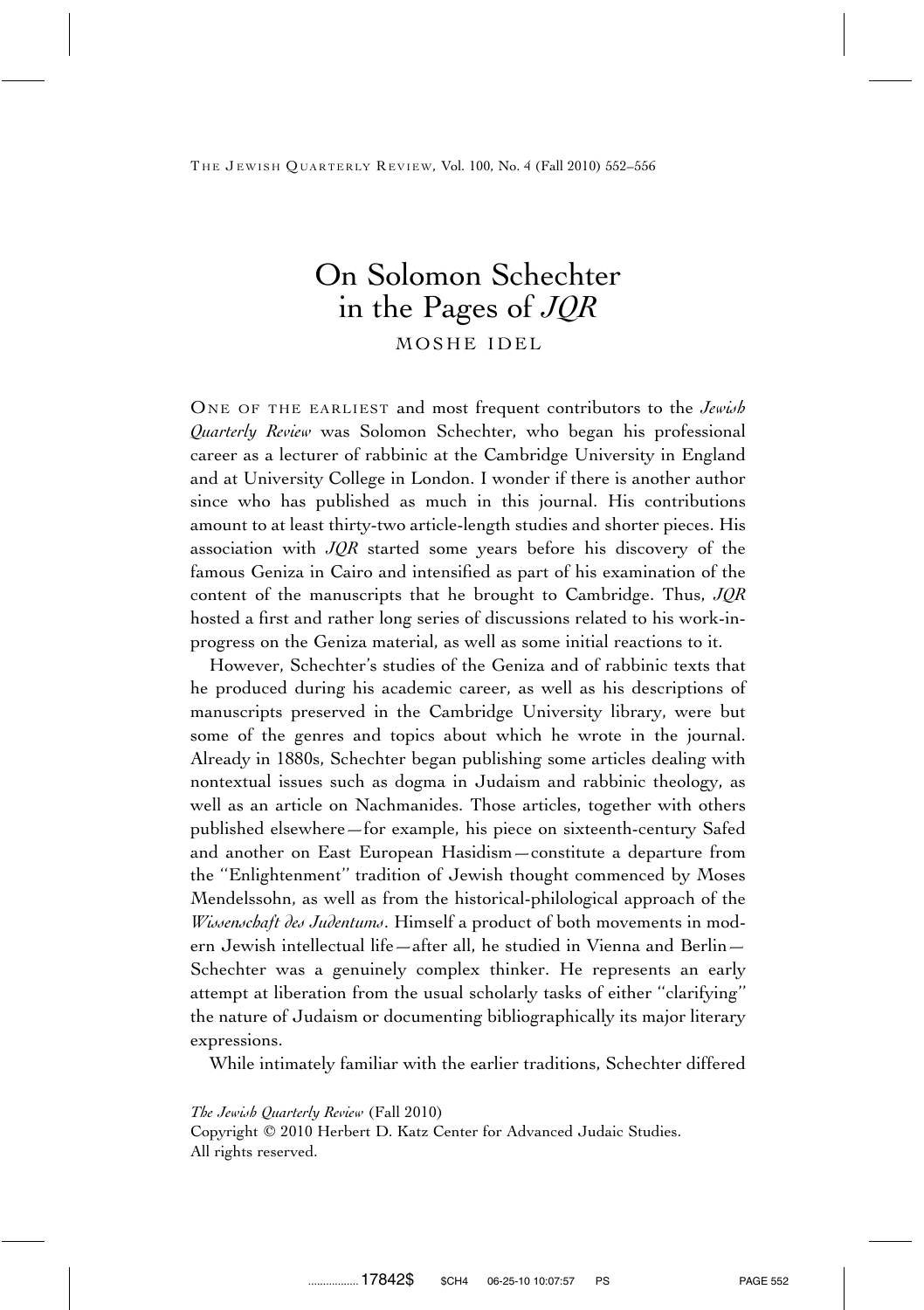# On Solomon Schechter in the Pages of *JQR*

MOSHE IDEL

ONE OF THE EARLIEST and most frequent contributors to the *Jewish Quarterly Review* was Solomon Schechter, who began his professional career as a lecturer of rabbinic at the Cambridge University in England and at University College in London. I wonder if there is another author since who has published as much in this journal. His contributions amount to at least thirty-two article-length studies and shorter pieces. His association with *JQR* started some years before his discovery of the famous Geniza in Cairo and intensified as part of his examination of the content of the manuscripts that he brought to Cambridge. Thus, *JQR* hosted a first and rather long series of discussions related to his work-in-progress on the Geniza material, as well as some initial reactions to it.

However, Schechter's studies of the Geniza and of rabbinic texts that he produced during his academic career, as well as his descriptions of manuscripts preserved in the Cambridge University library, were but some of the genres and topics about which he wrote in the journal. Already in 1880s, Schechter began publishing some articles dealing with nontextual issues such as dogma in Judaism and rabbinic theology, as well as an article on Nachmanides. Those articles, together with others published elsewhere—for example, his piece on sixteenth-century Safed and another on East European Hasidism—constitute a departure from the ''Enlightenment'' tradition of Jewish thought commenced by Moses Mendelssohn, as well as from the historical-philological approach of the *Wissenschaft des Judentums*. Himself a product of both movements in modern Jewish intellectual life—after all, he studied in Vienna and Berlin—Schechter was a genuinely complex thinker. He represents an early attempt at liberation from the usual scholarly tasks of either ''clarifying'' the nature of Judaism or documenting bibliographically its major literary expressions.

While intimately familiar with the earlier traditions, Schechter differed

*The Jewish Quarterly Review* (Fall 2010)
Copyright © 2010 Herbert D. Katz Center for Advanced Judaic Studies.
All rights reserved.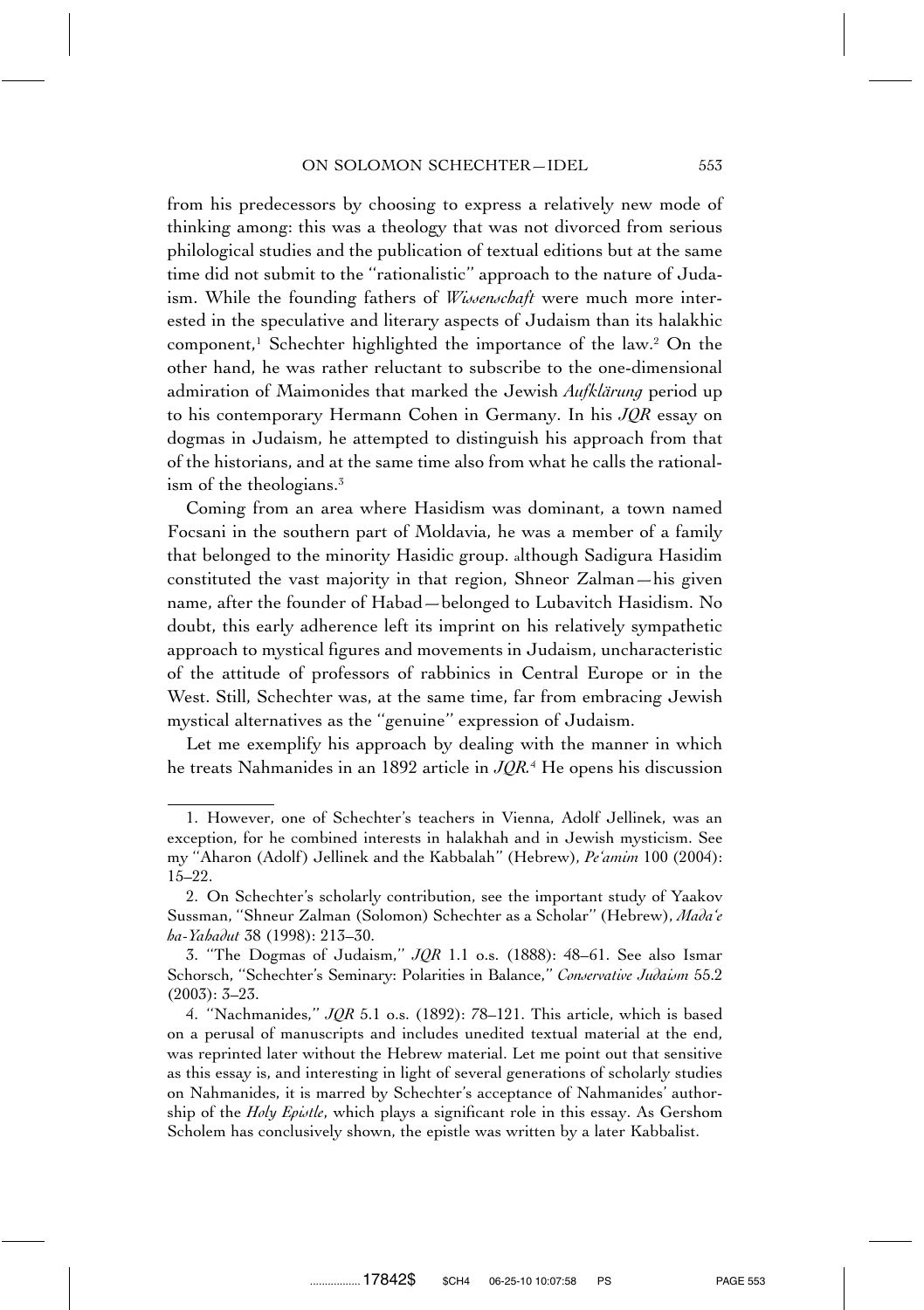from his predecessors by choosing to express a relatively new mode of thinking among: this was a theology that was not divorced from serious philological studies and the publication of textual editions but at the same time did not submit to the ''rationalistic'' approach to the nature of Judaism. While the founding fathers of *Wissenschaft* were much more interested in the speculative and literary aspects of Judaism than its halakhic component,[1] Schechter highlighted the importance of the law.[2] On the other hand, he was rather reluctant to subscribe to the one-dimensional admiration of Maimonides that marked the Jewish *Aufklärung* period up to his contemporary Hermann Cohen in Germany. In his *JQR* essay on dogmas in Judaism, he attempted to distinguish his approach from that of the historians, and at the same time also from what he calls the rationalism of the theologians.[3]

Coming from an area where Hasidism was dominant, a town named Focsani in the southern part of Moldavia, he was a member of a family that belonged to the minority Hasidic group. although Sadigura Hasidim constituted the vast majority in that region, Shneor Zalman—his given name, after the founder of Habad—belonged to Lubavitch Hasidism. No doubt, this early adherence left its imprint on his relatively sympathetic approach to mystical figures and movements in Judaism, uncharacteristic of the attitude of professors of rabbinics in Central Europe or in the West. Still, Schechter was, at the same time, far from embracing Jewish mystical alternatives as the ''genuine'' expression of Judaism.

Let me exemplify his approach by dealing with the manner in which he treats Nahmanides in an 1892 article in *JQR*.[4] He opens his discussion

---

1. However, one of Schechter's teachers in Vienna, Adolf Jellinek, was an exception, for he combined interests in halakhah and in Jewish mysticism. See my ''Aharon (Adolf) Jellinek and the Kabbalah'' (Hebrew), *Pe'amim* 100 (2004): 15–22.

2. On Schechter's scholarly contribution, see the important study of Yaakov Sussman, ''Shneur Zalman (Solomon) Schechter as a Scholar'' (Hebrew), *Mada'e ha-Yahadut* 38 (1998): 213–30.

3. ''The Dogmas of Judaism,'' *JQR* 1.1 o.s. (1888): 48–61. See also Ismar Schorsch, ''Schechter's Seminary: Polarities in Balance,'' *Conservative Judaism* 55.2 (2003): 3–23.

4. ''Nachmanides,'' *JQR* 5.1 o.s. (1892): 78–121. This article, which is based on a perusal of manuscripts and includes unedited textual material at the end, was reprinted later without the Hebrew material. Let me point out that sensitive as this essay is, and interesting in light of several generations of scholarly studies on Nahmanides, it is marred by Schechter's acceptance of Nahmanides' authorship of the *Holy Epistle*, which plays a significant role in this essay. As Gershom Scholem has conclusively shown, the epistle was written by a later Kabbalist.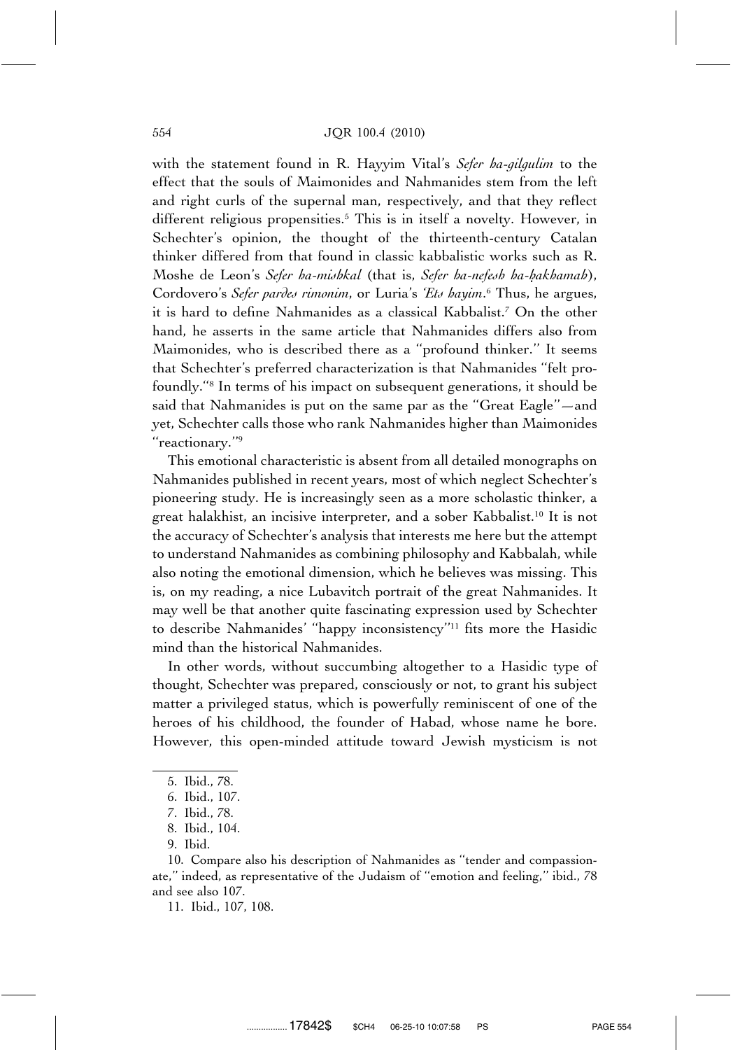with the statement found in R. Hayyim Vital's *Sefer ha-gilgulim* to the effect that the souls of Maimonides and Nahmanides stem from the left and right curls of the supernal man, respectively, and that they reflect different religious propensities.[5] This is in itself a novelty. However, in Schechter's opinion, the thought of the thirteenth-century Catalan thinker differed from that found in classic kabbalistic works such as R. Moshe de Leon's *Sefer ha-mishkal* (that is, *Sefer ha-nefesh ha-ḥakhamah*), Cordovero's *Sefer pardes rimonim*, or Luria's *'Ets hayim*.[6] Thus, he argues, it is hard to define Nahmanides as a classical Kabbalist.[7] On the other hand, he asserts in the same article that Nahmanides differs also from Maimonides, who is described there as a "profound thinker." It seems that Schechter's preferred characterization is that Nahmanides "felt profoundly."[8] In terms of his impact on subsequent generations, it should be said that Nahmanides is put on the same par as the "Great Eagle"—and yet, Schechter calls those who rank Nahmanides higher than Maimonides "reactionary."[9]

This emotional characteristic is absent from all detailed monographs on Nahmanides published in recent years, most of which neglect Schechter's pioneering study. He is increasingly seen as a more scholastic thinker, a great halakhist, an incisive interpreter, and a sober Kabbalist.[10] It is not the accuracy of Schechter's analysis that interests me here but the attempt to understand Nahmanides as combining philosophy and Kabbalah, while also noting the emotional dimension, which he believes was missing. This is, on my reading, a nice Lubavitch portrait of the great Nahmanides. It may well be that another quite fascinating expression used by Schechter to describe Nahmanides' "happy inconsistency"[11] fits more the Hasidic mind than the historical Nahmanides.

In other words, without succumbing altogether to a Hasidic type of thought, Schechter was prepared, consciously or not, to grant his subject matter a privileged status, which is powerfully reminiscent of one of the heroes of his childhood, the founder of Habad, whose name he bore. However, this open-minded attitude toward Jewish mysticism is not

5. Ibid., 78.

6. Ibid., 107.

7. Ibid., 78.

8. Ibid., 104.

9. Ibid.

10. Compare also his description of Nahmanides as "tender and compassionate," indeed, as representative of the Judaism of "emotion and feeling," ibid., 78 and see also 107.

11. Ibid., 107, 108.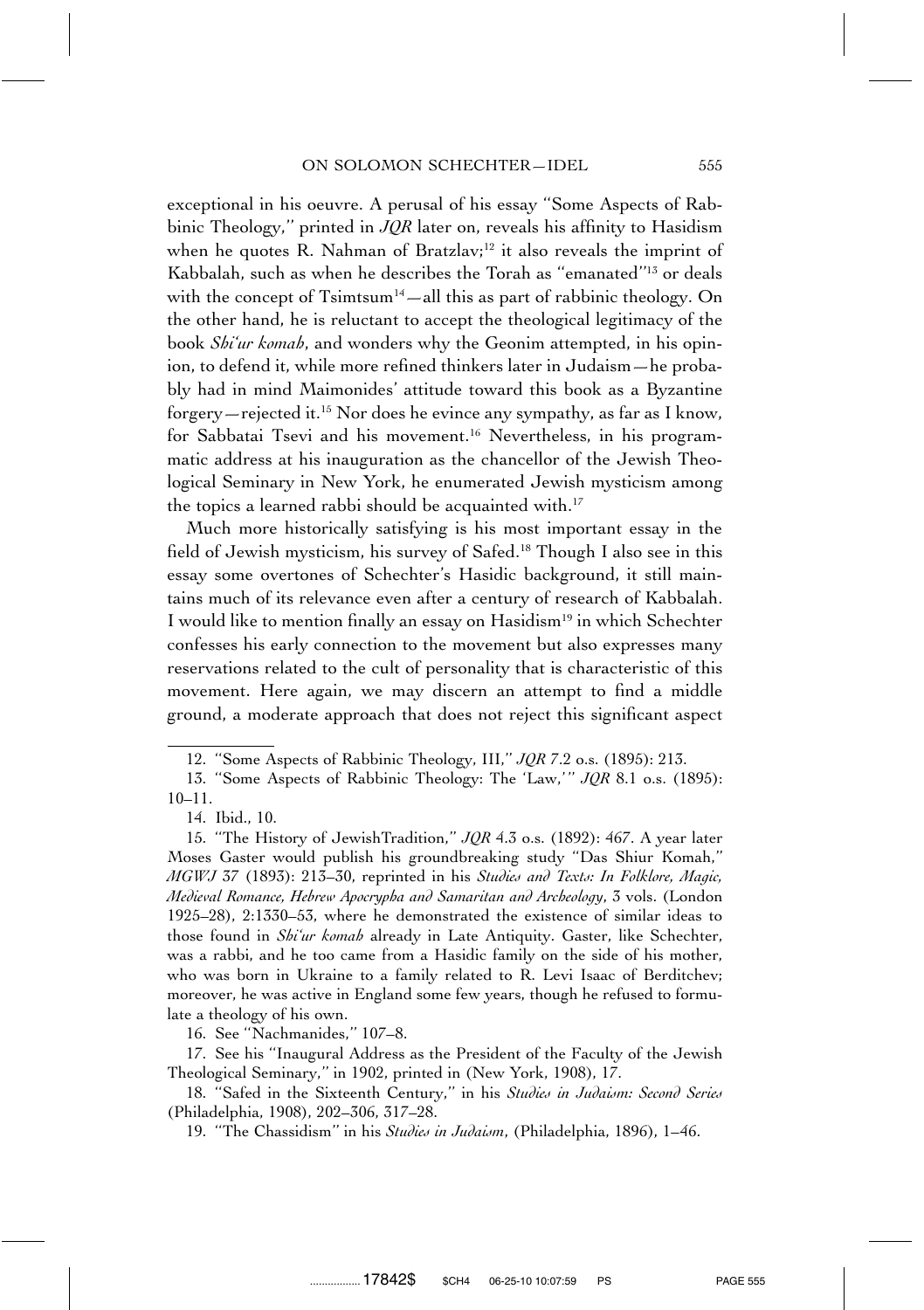exceptional in his oeuvre. A perusal of his essay "Some Aspects of Rabbinic Theology," printed in *JQR* later on, reveals his affinity to Hasidism when he quotes R. Nahman of Bratzlav;[12] it also reveals the imprint of Kabbalah, such as when he describes the Torah as "emanated"[13] or deals with the concept of Tsimtsum[14]—all this as part of rabbinic theology. On the other hand, he is reluctant to accept the theological legitimacy of the book *Shi'ur komah*, and wonders why the Geonim attempted, in his opinion, to defend it, while more refined thinkers later in Judaism—he probably had in mind Maimonides' attitude toward this book as a Byzantine forgery—rejected it.[15] Nor does he evince any sympathy, as far as I know, for Sabbatai Tsevi and his movement.[16] Nevertheless, in his programmatic address at his inauguration as the chancellor of the Jewish Theological Seminary in New York, he enumerated Jewish mysticism among the topics a learned rabbi should be acquainted with.[17]

Much more historically satisfying is his most important essay in the field of Jewish mysticism, his survey of Safed.[18] Though I also see in this essay some overtones of Schechter's Hasidic background, it still maintains much of its relevance even after a century of research of Kabbalah. I would like to mention finally an essay on Hasidism[19] in which Schechter confesses his early connection to the movement but also expresses many reservations related to the cult of personality that is characteristic of this movement. Here again, we may discern an attempt to find a middle ground, a moderate approach that does not reject this significant aspect

---

12. "Some Aspects of Rabbinic Theology, III," *JQR* 7.2 o.s. (1895): 213.

13. "Some Aspects of Rabbinic Theology: The 'Law,'" *JQR* 8.1 o.s. (1895): 10–11.

14. Ibid., 10.

15. "The History of JewishTradition," *JQR* 4.3 o.s. (1892): 467. A year later Moses Gaster would publish his groundbreaking study "Das Shiur Komah," *MGWJ* 37 (1893): 213–30, reprinted in his *Studies and Texts: In Folklore, Magic, Medieval Romance, Hebrew Apocrypha and Samaritan and Archeology*, 3 vols. (London 1925–28), 2:1330–53, where he demonstrated the existence of similar ideas to those found in *Shi'ur komah* already in Late Antiquity. Gaster, like Schechter, was a rabbi, and he too came from a Hasidic family on the side of his mother, who was born in Ukraine to a family related to R. Levi Isaac of Berditchev; moreover, he was active in England some few years, though he refused to formulate a theology of his own.

16. See "Nachmanides," 107–8.

17. See his "Inaugural Address as the President of the Faculty of the Jewish Theological Seminary," in 1902, printed in (New York, 1908), 17.

18. "Safed in the Sixteenth Century," in his *Studies in Judaism: Second Series* (Philadelphia, 1908), 202–306, 317–28.

19. "The Chassidism" in his *Studies in Judaism*, (Philadelphia, 1896), 1–46.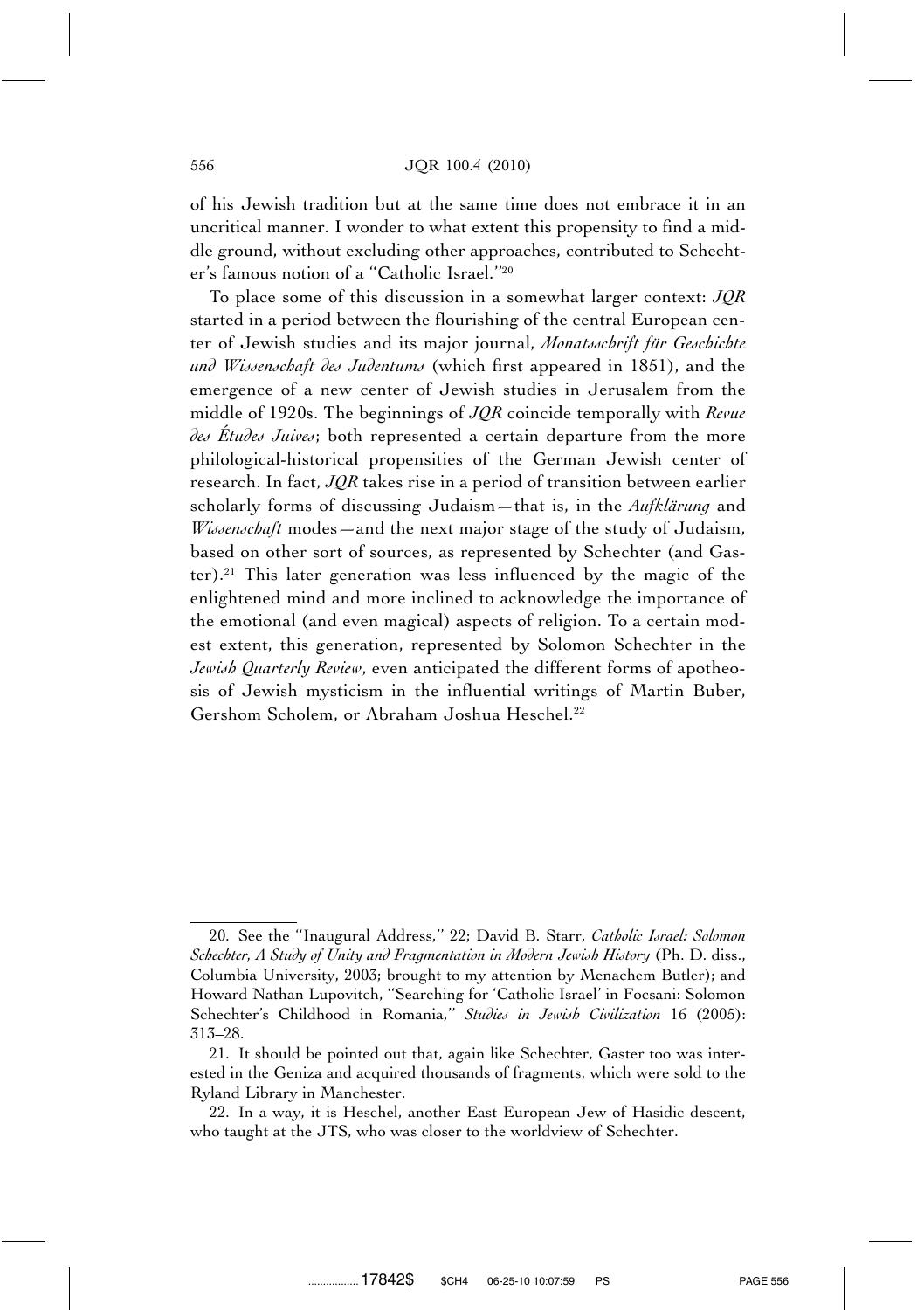of his Jewish tradition but at the same time does not embrace it in an uncritical manner. I wonder to what extent this propensity to find a middle ground, without excluding other approaches, contributed to Schechter's famous notion of a ''Catholic Israel.''[20]

To place some of this discussion in a somewhat larger context: *JQR* started in a period between the flourishing of the central European center of Jewish studies and its major journal, *Monatsschrift für Geschichte und Wissenschaft des Judentums* (which first appeared in 1851), and the emergence of a new center of Jewish studies in Jerusalem from the middle of 1920s. The beginnings of *JQR* coincide temporally with *Revue des Études Juives*; both represented a certain departure from the more philological-historical propensities of the German Jewish center of research. In fact, *JQR* takes rise in a period of transition between earlier scholarly forms of discussing Judaism—that is, in the *Aufklärung* and *Wissenschaft* modes—and the next major stage of the study of Judaism, based on other sort of sources, as represented by Schechter (and Gaster).[21] This later generation was less influenced by the magic of the enlightened mind and more inclined to acknowledge the importance of the emotional (and even magical) aspects of religion. To a certain modest extent, this generation, represented by Solomon Schechter in the *Jewish Quarterly Review*, even anticipated the different forms of apotheosis of Jewish mysticism in the influential writings of Martin Buber, Gershom Scholem, or Abraham Joshua Heschel.[22]

---

20. See the ''Inaugural Address,'' 22; David B. Starr, *Catholic Israel: Solomon Schechter, A Study of Unity and Fragmentation in Modern Jewish History* (Ph. D. diss., Columbia University, 2003; brought to my attention by Menachem Butler); and Howard Nathan Lupovitch, ''Searching for 'Catholic Israel' in Focsani: Solomon Schechter's Childhood in Romania,'' *Studies in Jewish Civilization* 16 (2005): 313–28.

21. It should be pointed out that, again like Schechter, Gaster too was interested in the Geniza and acquired thousands of fragments, which were sold to the Ryland Library in Manchester.

22. In a way, it is Heschel, another East European Jew of Hasidic descent, who taught at the JTS, who was closer to the worldview of Schechter.